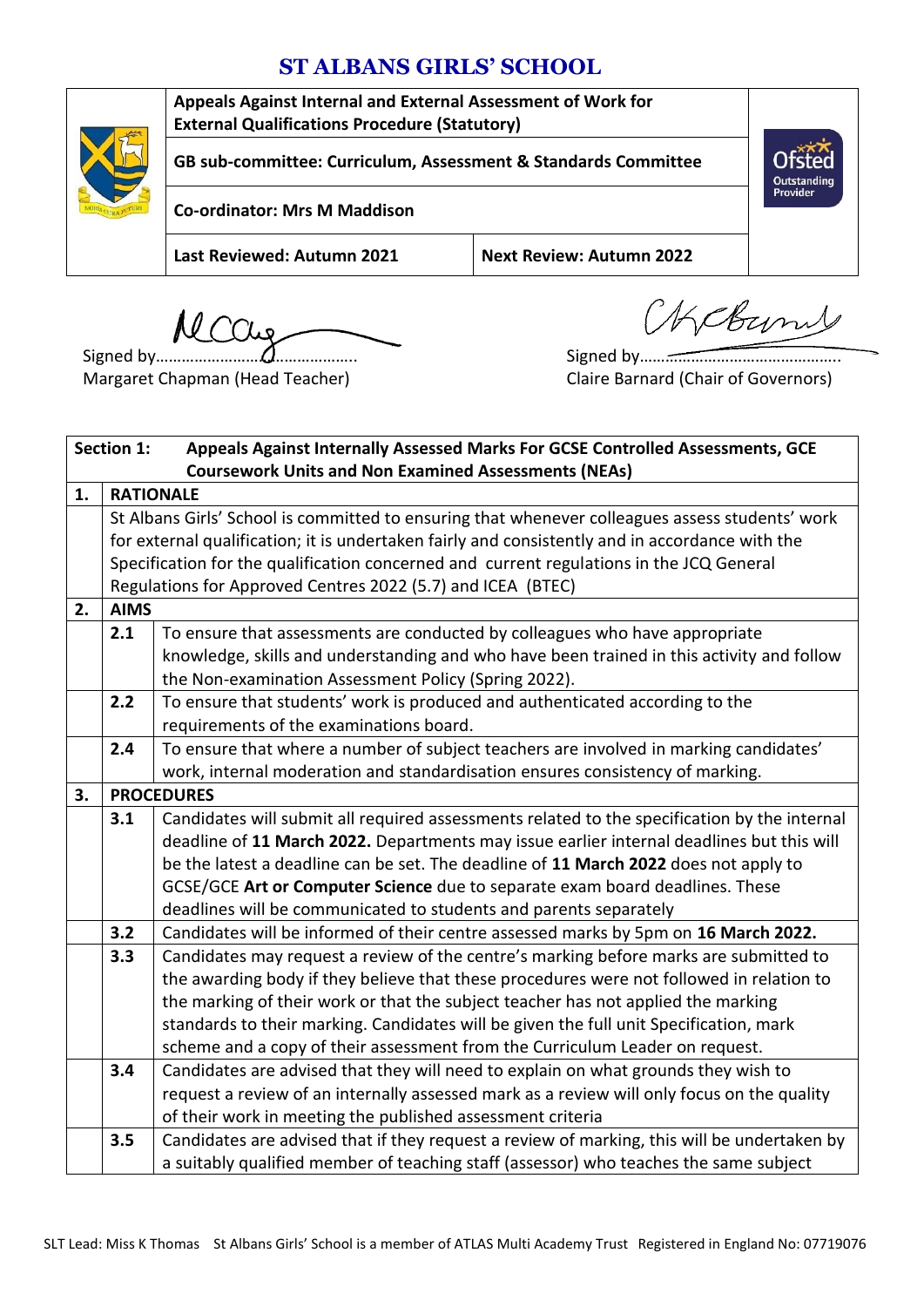# ST ALBANS GIRLS' SCHOOL

| | |
|---|---|
| **Appeals Against Internal and External Assessment of Work for External Qualifications Procedure (Statutory)** | |
| **GB sub-committee: Curriculum, Assessment & Standards Committee** | |
| **Co-ordinator: Mrs M Maddison** | |
| **Last Reviewed: Autumn 2021** | **Next Review: Autumn 2022** |

Signed by…………………………………..
Margaret Chapman (Head Teacher)

Signed by…………………………………………..
Claire Barnard (Chair of Governors)

| | | |
|---|---|---|
| **Section 1:** | **Appeals Against Internally Assessed Marks For GCSE Controlled Assessments, GCE Coursework Units and Non Examined Assessments (NEAs)** | |
| **1.** | **RATIONALE** | |
| | St Albans Girls' School is committed to ensuring that whenever colleagues assess students' work for external qualification; it is undertaken fairly and consistently and in accordance with the Specification for the qualification concerned and current regulations in the JCQ General Regulations for Approved Centres 2022 (5.7) and ICEA (BTEC) | |
| **2.** | **AIMS** | |
| | **2.1** | To ensure that assessments are conducted by colleagues who have appropriate knowledge, skills and understanding and who have been trained in this activity and follow the Non-examination Assessment Policy (Spring 2022). |
| | **2.2** | To ensure that students' work is produced and authenticated according to the requirements of the examinations board. |
| | **2.4** | To ensure that where a number of subject teachers are involved in marking candidates' work, internal moderation and standardisation ensures consistency of marking. |
| **3.** | **PROCEDURES** | |
| | **3.1** | Candidates will submit all required assessments related to the specification by the internal deadline of **11 March 2022.** Departments may issue earlier internal deadlines but this will be the latest a deadline can be set. The deadline of **11 March 2022** does not apply to GCSE/GCE **Art or Computer Science** due to separate exam board deadlines. These deadlines will be communicated to students and parents separately |
| | **3.2** | Candidates will be informed of their centre assessed marks by 5pm on **16 March 2022.** |
| | **3.3** | Candidates may request a review of the centre's marking before marks are submitted to the awarding body if they believe that these procedures were not followed in relation to the marking of their work or that the subject teacher has not applied the marking standards to their marking. Candidates will be given the full unit Specification, mark scheme and a copy of their assessment from the Curriculum Leader on request. |
| | **3.4** | Candidates are advised that they will need to explain on what grounds they wish to request a review of an internally assessed mark as a review will only focus on the quality of their work in meeting the published assessment criteria |
| | **3.5** | Candidates are advised that if they request a review of marking, this will be undertaken by a suitably qualified member of teaching staff (assessor) who teaches the same subject |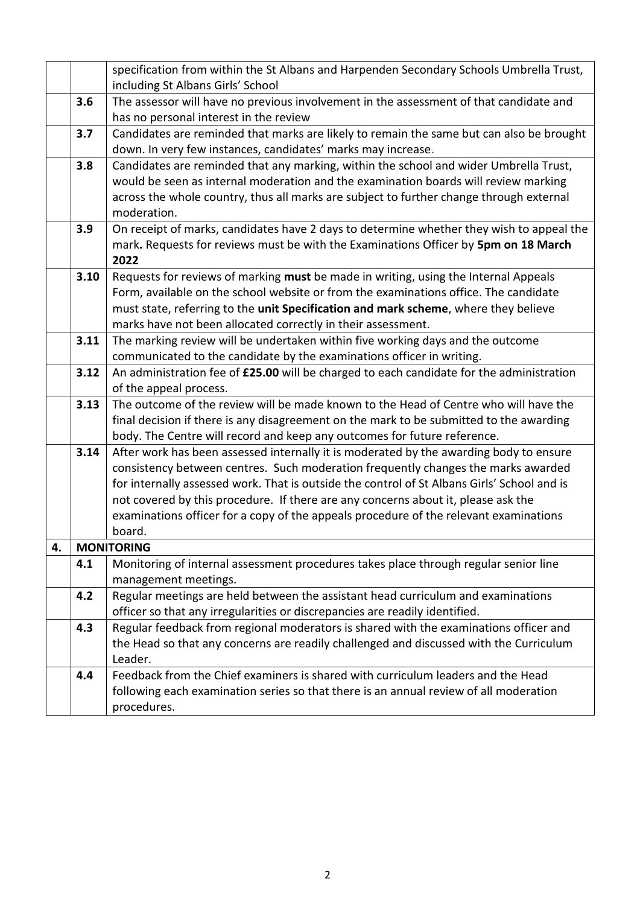| | | |
|---|---|---|
| | | specification from within the St Albans and Harpenden Secondary Schools Umbrella Trust, including St Albans Girls' School |
| | 3.6 | The assessor will have no previous involvement in the assessment of that candidate and has no personal interest in the review |
| | 3.7 | Candidates are reminded that marks are likely to remain the same but can also be brought down. In very few instances, candidates' marks may increase. |
| | 3.8 | Candidates are reminded that any marking, within the school and wider Umbrella Trust, would be seen as internal moderation and the examination boards will review marking across the whole country, thus all marks are subject to further change through external moderation. |
| | 3.9 | On receipt of marks, candidates have 2 days to determine whether they wish to appeal the mark**.** Requests for reviews must be with the Examinations Officer by **5pm on 18 March 2022** |
| | 3.10 | Requests for reviews of marking **must** be made in writing, using the Internal Appeals Form, available on the school website or from the examinations office. The candidate must state, referring to the **unit Specification and mark scheme**, where they believe marks have not been allocated correctly in their assessment. |
| | 3.11 | The marking review will be undertaken within five working days and the outcome communicated to the candidate by the examinations officer in writing. |
| | 3.12 | An administration fee of **£25.00** will be charged to each candidate for the administration of the appeal process. |
| | 3.13 | The outcome of the review will be made known to the Head of Centre who will have the final decision if there is any disagreement on the mark to be submitted to the awarding body. The Centre will record and keep any outcomes for future reference. |
| | 3.14 | After work has been assessed internally it is moderated by the awarding body to ensure consistency between centres. Such moderation frequently changes the marks awarded for internally assessed work. That is outside the control of St Albans Girls' School and is not covered by this procedure. If there are any concerns about it, please ask the examinations officer for a copy of the appeals procedure of the relevant examinations board. |
| **4.** | **MONITORING** | |
| | 4.1 | Monitoring of internal assessment procedures takes place through regular senior line management meetings. |
| | 4.2 | Regular meetings are held between the assistant head curriculum and examinations officer so that any irregularities or discrepancies are readily identified. |
| | 4.3 | Regular feedback from regional moderators is shared with the examinations officer and the Head so that any concerns are readily challenged and discussed with the Curriculum Leader. |
| | 4.4 | Feedback from the Chief examiners is shared with curriculum leaders and the Head following each examination series so that there is an annual review of all moderation procedures. |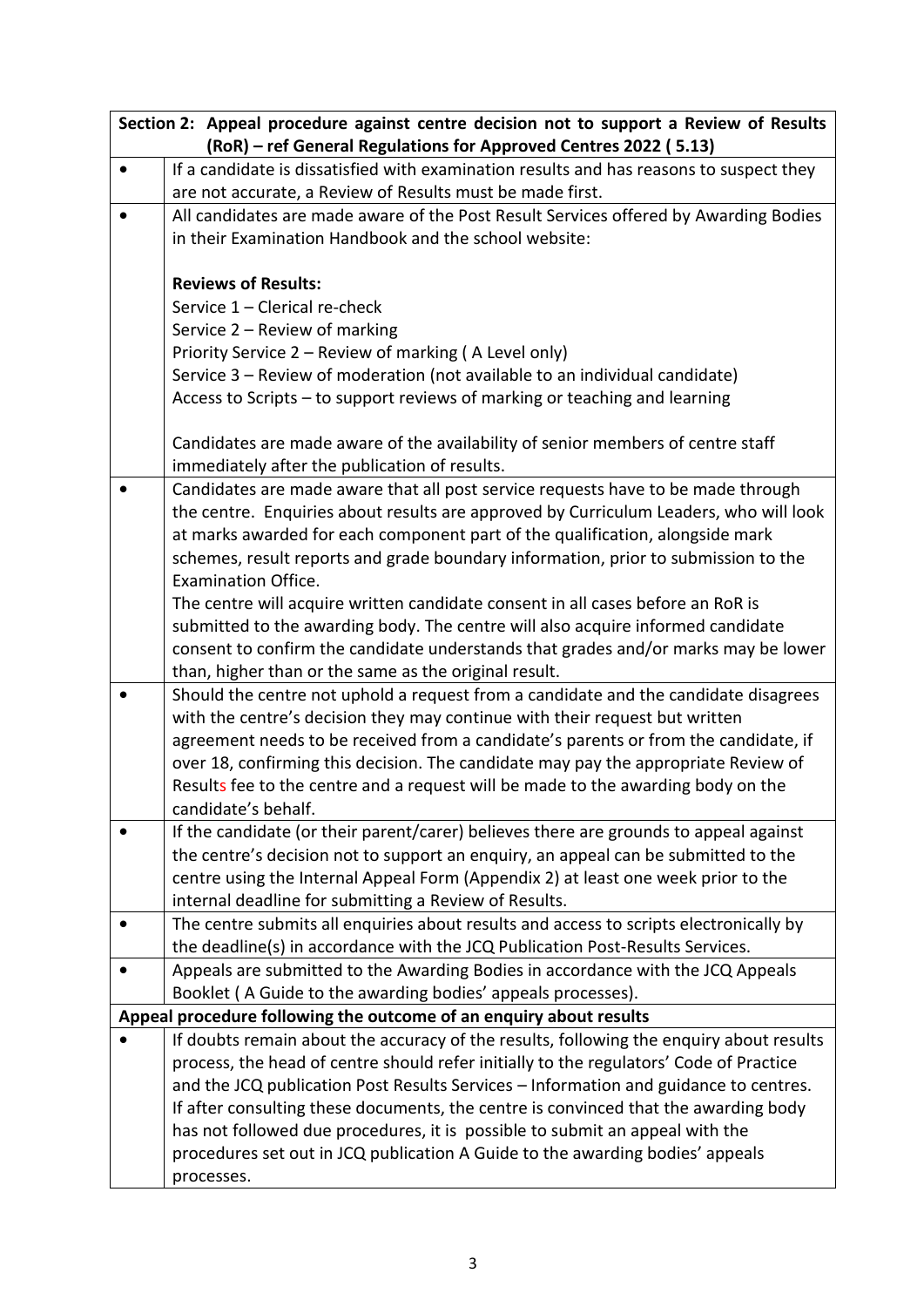| Section 2: Appeal procedure against centre decision not to support a Review of Results (RoR) – ref General Regulations for Approved Centres 2022 ( 5.13) | |
|---|---|
| • | If a candidate is dissatisfied with examination results and has reasons to suspect they are not accurate, a Review of Results must be made first. |
| • | All candidates are made aware of the Post Result Services offered by Awarding Bodies in their Examination Handbook and the school website:<br><br>**Reviews of Results:**<br>Service 1 – Clerical re-check<br>Service 2 – Review of marking<br>Priority Service 2 – Review of marking ( A Level only)<br>Service 3 – Review of moderation (not available to an individual candidate)<br>Access to Scripts – to support reviews of marking or teaching and learning<br><br>Candidates are made aware of the availability of senior members of centre staff immediately after the publication of results. |
| • | Candidates are made aware that all post service requests have to be made through the centre. Enquiries about results are approved by Curriculum Leaders, who will look at marks awarded for each component part of the qualification, alongside mark schemes, result reports and grade boundary information, prior to submission to the Examination Office.<br>The centre will acquire written candidate consent in all cases before an RoR is submitted to the awarding body. The centre will also acquire informed candidate consent to confirm the candidate understands that grades and/or marks may be lower than, higher than or the same as the original result. |
| • | Should the centre not uphold a request from a candidate and the candidate disagrees with the centre's decision they may continue with their request but written agreement needs to be received from a candidate's parents or from the candidate, if over 18, confirming this decision. The candidate may pay the appropriate Review of Results fee to the centre and a request will be made to the awarding body on the candidate's behalf. |
| • | If the candidate (or their parent/carer) believes there are grounds to appeal against the centre's decision not to support an enquiry, an appeal can be submitted to the centre using the Internal Appeal Form (Appendix 2) at least one week prior to the internal deadline for submitting a Review of Results. |
| • | The centre submits all enquiries about results and access to scripts electronically by the deadline(s) in accordance with the JCQ Publication Post-Results Services. |
| • | Appeals are submitted to the Awarding Bodies in accordance with the JCQ Appeals Booklet ( A Guide to the awarding bodies' appeals processes). |
| **Appeal procedure following the outcome of an enquiry about results** | |
| • | If doubts remain about the accuracy of the results, following the enquiry about results process, the head of centre should refer initially to the regulators' Code of Practice and the JCQ publication Post Results Services – Information and guidance to centres. If after consulting these documents, the centre is convinced that the awarding body has not followed due procedures, it is possible to submit an appeal with the procedures set out in JCQ publication A Guide to the awarding bodies' appeals processes. |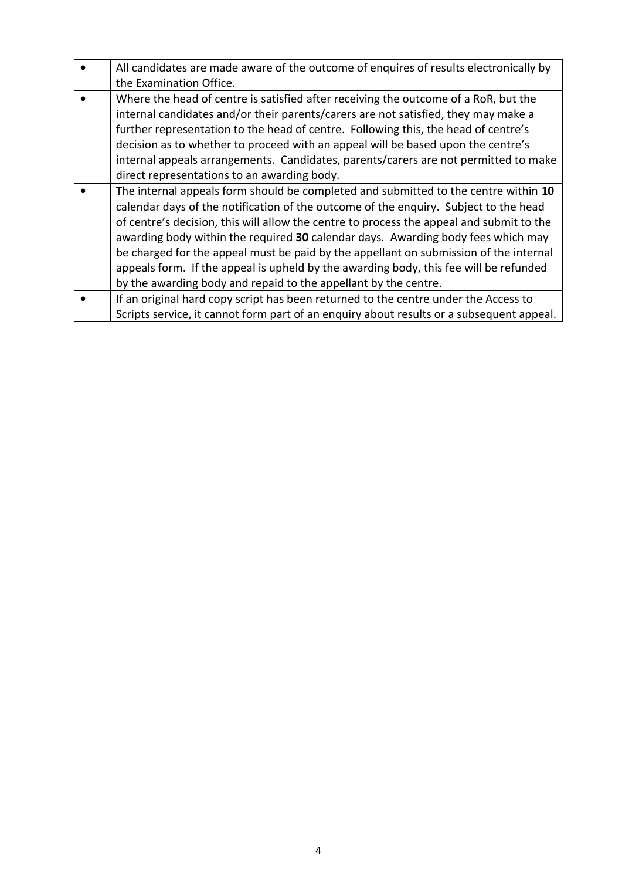| | |
|---|---|
| • | All candidates are made aware of the outcome of enquires of results electronically by the Examination Office. |
| • | Where the head of centre is satisfied after receiving the outcome of a RoR, but the internal candidates and/or their parents/carers are not satisfied, they may make a further representation to the head of centre. Following this, the head of centre's decision as to whether to proceed with an appeal will be based upon the centre's internal appeals arrangements. Candidates, parents/carers are not permitted to make direct representations to an awarding body. |
| • | The internal appeals form should be completed and submitted to the centre within **10** calendar days of the notification of the outcome of the enquiry. Subject to the head of centre's decision, this will allow the centre to process the appeal and submit to the awarding body within the required **30** calendar days. Awarding body fees which may be charged for the appeal must be paid by the appellant on submission of the internal appeals form. If the appeal is upheld by the awarding body, this fee will be refunded by the awarding body and repaid to the appellant by the centre. |
| • | If an original hard copy script has been returned to the centre under the Access to Scripts service, it cannot form part of an enquiry about results or a subsequent appeal. |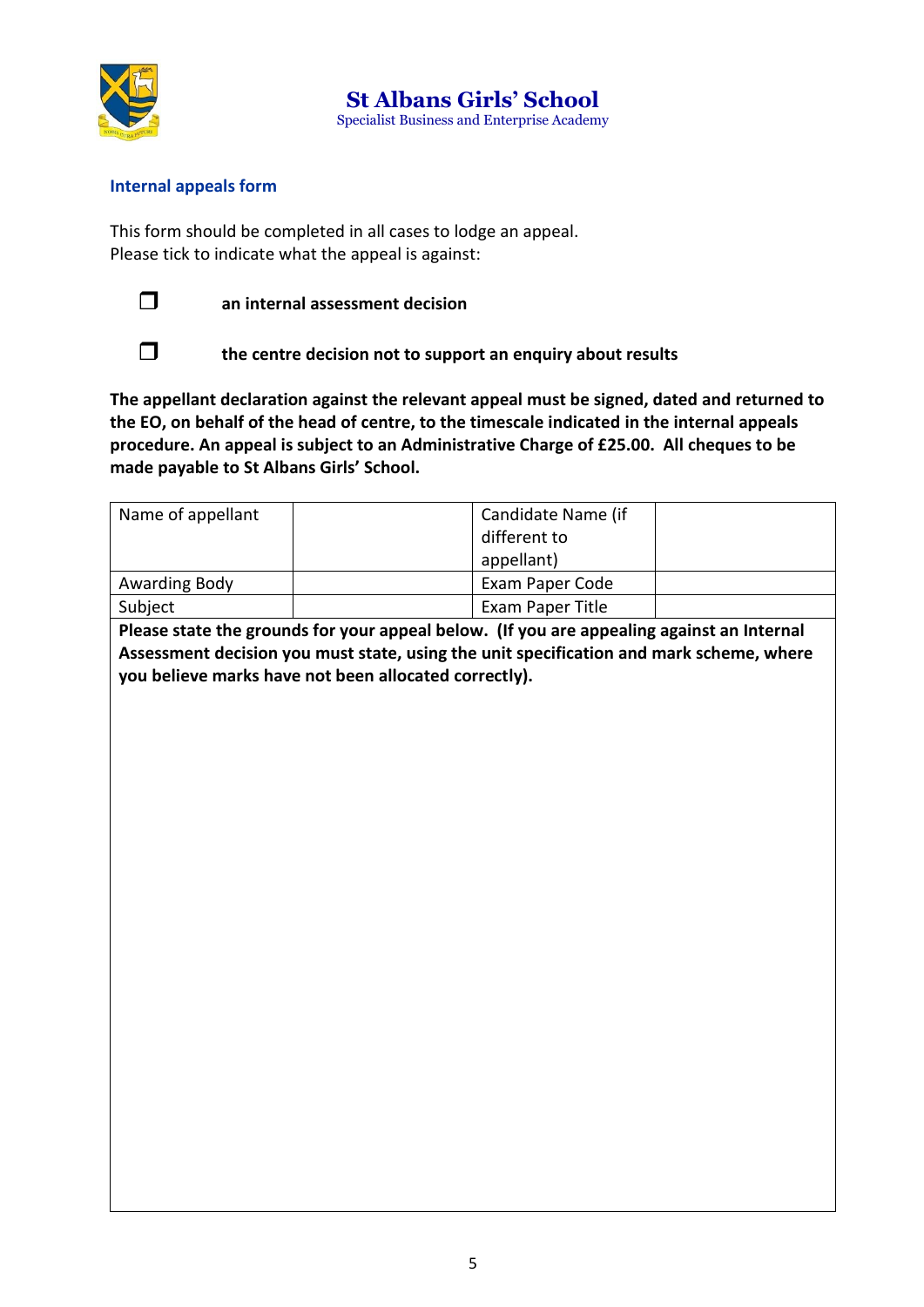# St Albans Girls' School

Specialist Business and Enterprise Academy

## Internal appeals form

This form should be completed in all cases to lodge an appeal.
Please tick to indicate what the appeal is against:

- ❐ **an internal assessment decision**
- ❐ **the centre decision not to support an enquiry about results**

**The appellant declaration against the relevant appeal must be signed, dated and returned to the EO, on behalf of the head of centre, to the timescale indicated in the internal appeals procedure. An appeal is subject to an Administrative Charge of £25.00. All cheques to be made payable to St Albans Girls' School.**

| Name of appellant | | Candidate Name (if different to appellant) | |
|---|---|---|---|
| Awarding Body | | Exam Paper Code | |
| Subject | | Exam Paper Title | |

**Please state the grounds for your appeal below. (If you are appealing against an Internal Assessment decision you must state, using the unit specification and mark scheme, where you believe marks have not been allocated correctly).**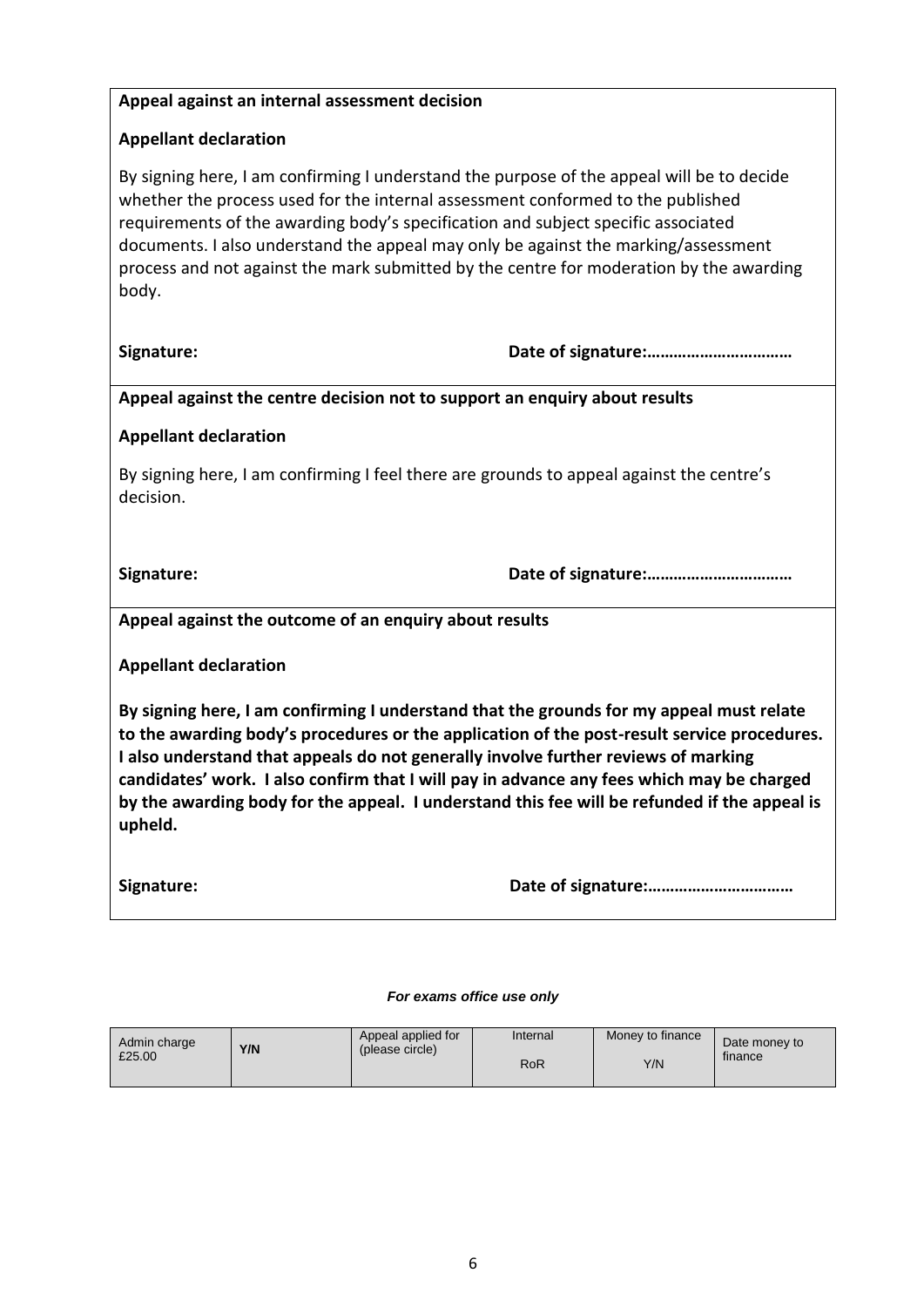**Appeal against an internal assessment decision**

**Appellant declaration**

By signing here, I am confirming I understand the purpose of the appeal will be to decide whether the process used for the internal assessment conformed to the published requirements of the awarding body's specification and subject specific associated documents. I also understand the appeal may only be against the marking/assessment process and not against the mark submitted by the centre for moderation by the awarding body.

**Signature:** **Date of signature:……………………………**

**Appeal against the centre decision not to support an enquiry about results**

**Appellant declaration**

By signing here, I am confirming I feel there are grounds to appeal against the centre's decision.

**Signature:** **Date of signature:……………………………**

**Appeal against the outcome of an enquiry about results**

**Appellant declaration**

**By signing here, I am confirming I understand that the grounds for my appeal must relate to the awarding body's procedures or the application of the post-result service procedures. I also understand that appeals do not generally involve further reviews of marking candidates' work. I also confirm that I will pay in advance any fees which may be charged by the awarding body for the appeal. I understand this fee will be refunded if the appeal is upheld.**

**Signature:** **Date of signature:……………………………**

***For exams office use only***

| | | | | | |
|---|---|---|---|---|---|
| Admin charge £25.00 | **Y/N** | Appeal applied for (please circle) | Internal<br>RoR | Money to finance<br>Y/N | Date money to finance |